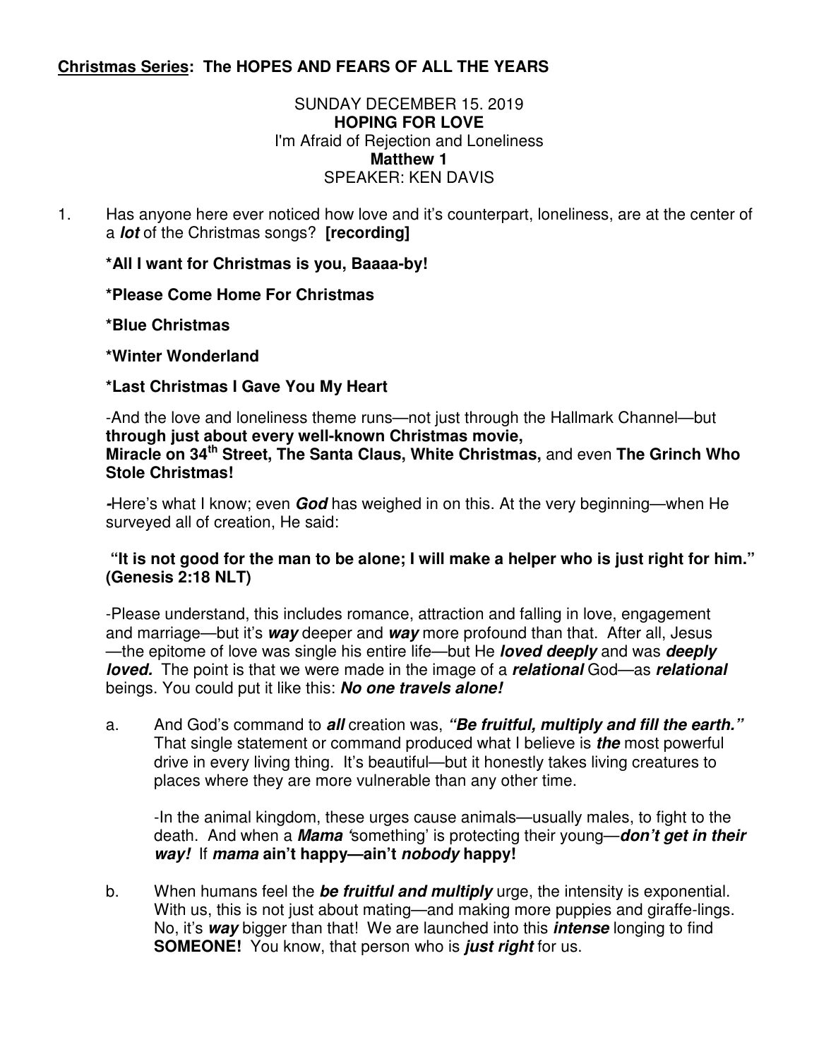**<u>Christmas Series</u>: The HOPES AND FEARS OF ALL THE YEARS**

SUNDAY DECEMBER 15. 2019
**HOPING FOR LOVE**
I'm Afraid of Rejection and Loneliness
**Matthew 1**
SPEAKER: KEN DAVIS

1. Has anyone here ever noticed how love and it's counterpart, loneliness, are at the center of a ***lot*** of the Christmas songs? **[recording]**

   **\*All I want for Christmas is you, Baaaa-by!**

   **\*Please Come Home For Christmas**

   **\*Blue Christmas**

   **\*Winter Wonderland**

   **\*Last Christmas I Gave You My Heart**

   -And the love and loneliness theme runs—not just through the Hallmark Channel—but **through just about every well-known Christmas movie, Miracle on 34th Street, The Santa Claus, White Christmas,** and even **The Grinch Who Stole Christmas!**

   **-**Here's what I know; even ***God*** has weighed in on this. At the very beginning—when He surveyed all of creation, He said:

   **"It is not good for the man to be alone; I will make a helper who is just right for him." (Genesis 2:18 NLT)**

   -Please understand, this includes romance, attraction and falling in love, engagement and marriage—but it's ***way*** deeper and ***way*** more profound than that. After all, Jesus—the epitome of love was single his entire life—but He ***loved deeply*** and was ***deeply loved.*** The point is that we were made in the image of a ***relational*** God—as ***relational*** beings. You could put it like this: ***No one travels alone!***

   a. And God's command to ***all*** creation was, ***"Be fruitful, multiply and fill the earth."*** That single statement or command produced what I believe is ***the*** most powerful drive in every living thing. It's beautiful—but it honestly takes living creatures to places where they are more vulnerable than any other time.

      -In the animal kingdom, these urges cause animals—usually males, to fight to the death. And when a ***Mama*** 'something' is protecting their young—***don't get in their way!*** If ***mama*** **ain't happy—ain't *nobody* happy!**

   b. When humans feel the ***be fruitful and multiply*** urge, the intensity is exponential. With us, this is not just about mating—and making more puppies and giraffe-lings. No, it's ***way*** bigger than that! We are launched into this ***intense*** longing to find **SOMEONE!** You know, that person who is ***just right*** for us.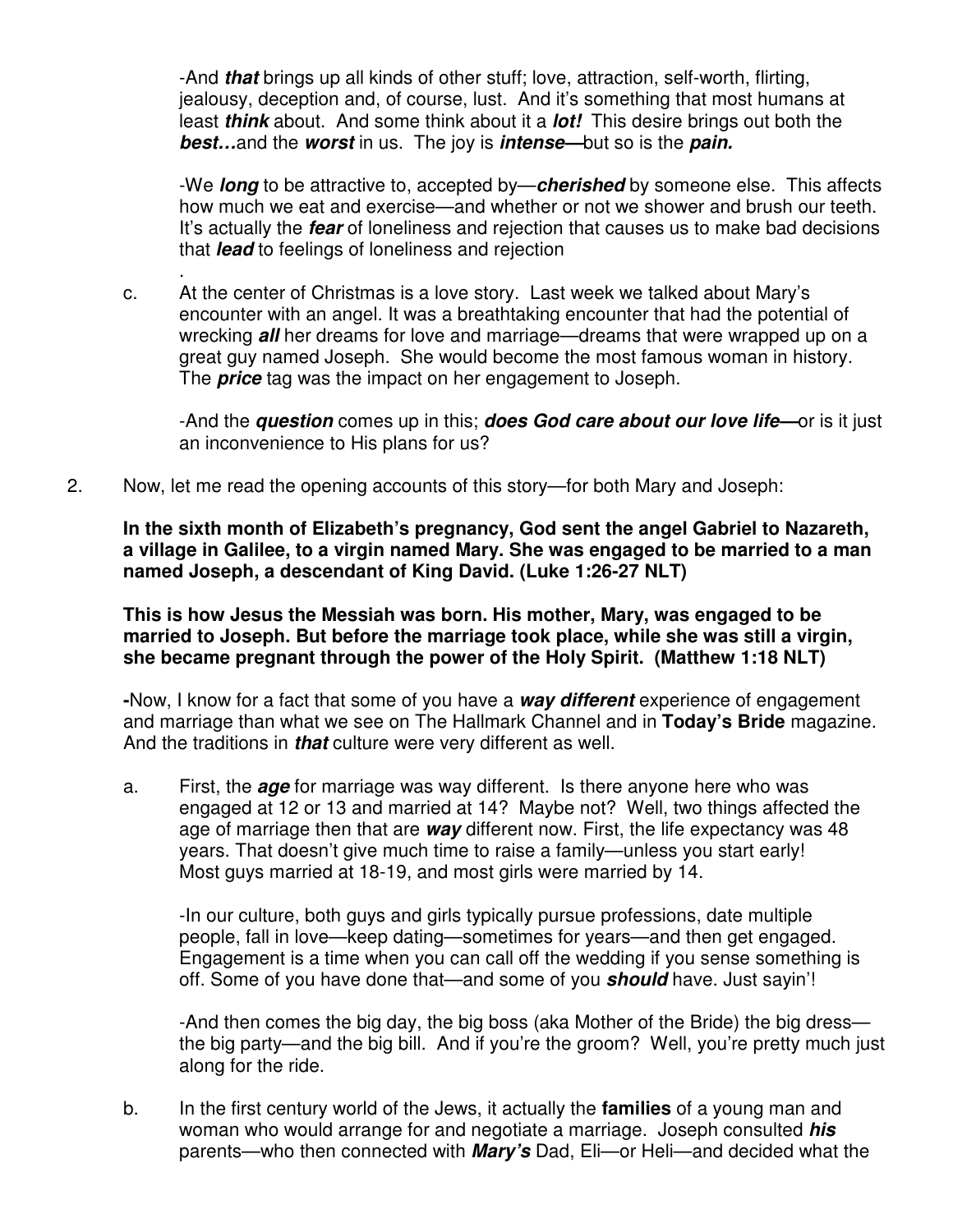-And ***that*** brings up all kinds of other stuff; love, attraction, self-worth, flirting, jealousy, deception and, of course, lust. And it's something that most humans at least ***think*** about. And some think about it a ***lot!*** This desire brings out both the ***best…***and the ***worst*** in us. The joy is ***intense—***but so is the ***pain.***

-We ***long*** to be attractive to, accepted by—***cherished*** by someone else. This affects how much we eat and exercise—and whether or not we shower and brush our teeth. It's actually the ***fear*** of loneliness and rejection that causes us to make bad decisions that ***lead*** to feelings of loneliness and rejection

.

c. At the center of Christmas is a love story. Last week we talked about Mary's encounter with an angel. It was a breathtaking encounter that had the potential of wrecking ***all*** her dreams for love and marriage—dreams that were wrapped up on a great guy named Joseph. She would become the most famous woman in history. The ***price*** tag was the impact on her engagement to Joseph.

   -And the ***question*** comes up in this; ***does God care about our love life—***or is it just an inconvenience to His plans for us?

2. Now, let me read the opening accounts of this story—for both Mary and Joseph:

   **In the sixth month of Elizabeth's pregnancy, God sent the angel Gabriel to Nazareth, a village in Galilee, to a virgin named Mary. She was engaged to be married to a man named Joseph, a descendant of King David. (Luke 1:26-27 NLT)**

   **This is how Jesus the Messiah was born. His mother, Mary, was engaged to be married to Joseph. But before the marriage took place, while she was still a virgin, she became pregnant through the power of the Holy Spirit. (Matthew 1:18 NLT)**

   **-**Now, I know for a fact that some of you have a ***way different*** experience of engagement and marriage than what we see on The Hallmark Channel and in **Today's Bride** magazine. And the traditions in ***that*** culture were very different as well.

   a. First, the ***age*** for marriage was way different. Is there anyone here who was engaged at 12 or 13 and married at 14? Maybe not? Well, two things affected the age of marriage then that are ***way*** different now. First, the life expectancy was 48 years. That doesn't give much time to raise a family—unless you start early! Most guys married at 18-19, and most girls were married by 14.

      -In our culture, both guys and girls typically pursue professions, date multiple people, fall in love—keep dating—sometimes for years—and then get engaged. Engagement is a time when you can call off the wedding if you sense something is off. Some of you have done that—and some of you ***should*** have. Just sayin'!

      -And then comes the big day, the big boss (aka Mother of the Bride) the big dress—the big party—and the big bill. And if you're the groom? Well, you're pretty much just along for the ride.

   b. In the first century world of the Jews, it actually the **families** of a young man and woman who would arrange for and negotiate a marriage. Joseph consulted ***his*** parents—who then connected with ***Mary's*** Dad, Eli—or Heli—and decided what the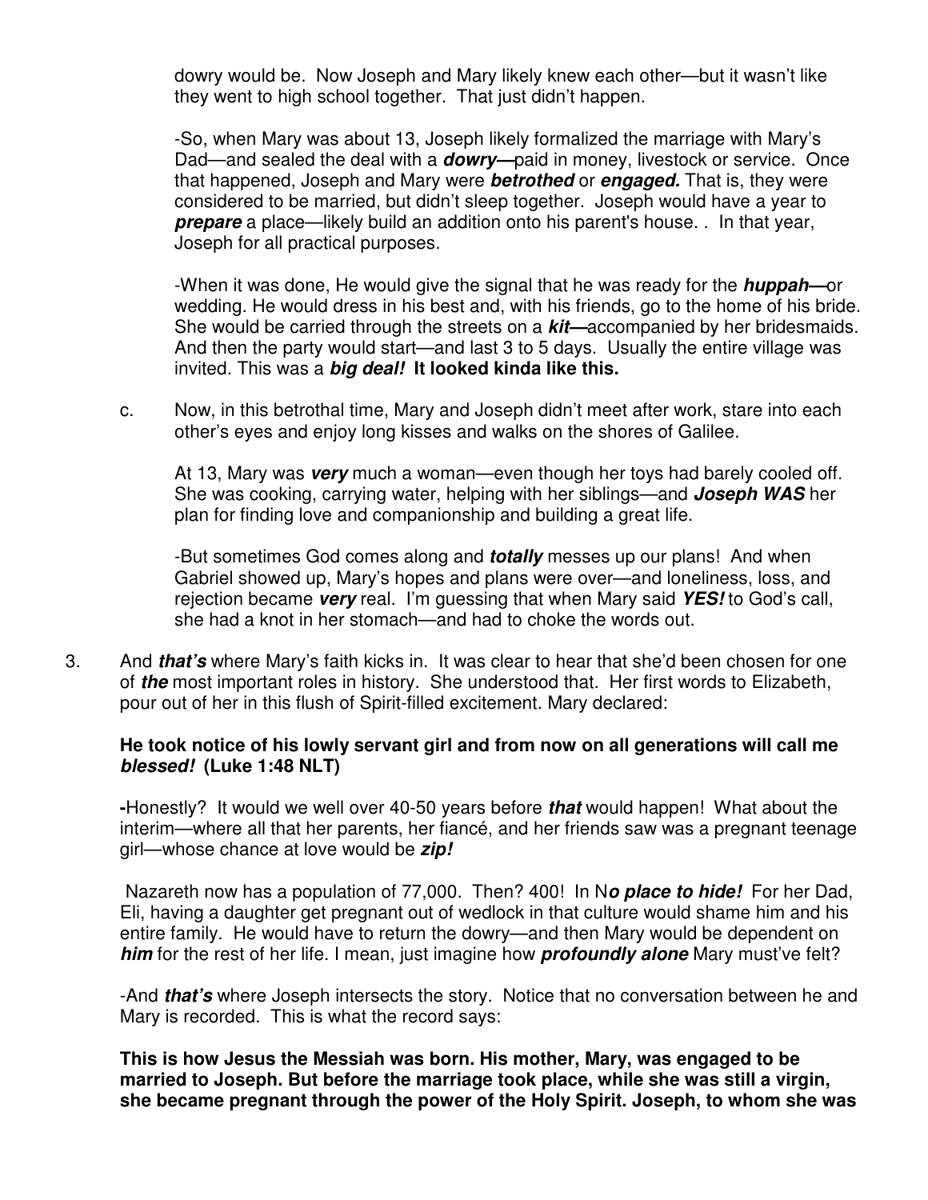dowry would be. Now Joseph and Mary likely knew each other—but it wasn't like they went to high school together. That just didn't happen.

-So, when Mary was about 13, Joseph likely formalized the marriage with Mary's Dad—and sealed the deal with a ***dowry—***paid in money, livestock or service. Once that happened, Joseph and Mary were ***betrothed*** or ***engaged.*** That is, they were considered to be married, but didn't sleep together. Joseph would have a year to ***prepare*** a place—likely build an addition onto his parent's house. . In that year, Joseph for all practical purposes.

-When it was done, He would give the signal that he was ready for the ***huppah—***or wedding. He would dress in his best and, with his friends, go to the home of his bride. She would be carried through the streets on a ***kit—***accompanied by her bridesmaids. And then the party would start—and last 3 to 5 days. Usually the entire village was invited. This was a ***big deal!*** **It looked kinda like this.**

c. Now, in this betrothal time, Mary and Joseph didn't meet after work, stare into each other's eyes and enjoy long kisses and walks on the shores of Galilee.

At 13, Mary was ***very*** much a woman—even though her toys had barely cooled off. She was cooking, carrying water, helping with her siblings—and ***Joseph WAS*** her plan for finding love and companionship and building a great life.

-But sometimes God comes along and ***totally*** messes up our plans! And when Gabriel showed up, Mary's hopes and plans were over—and loneliness, loss, and rejection became ***very*** real. I'm guessing that when Mary said ***YES!*** to God's call, she had a knot in her stomach—and had to choke the words out.

3. And ***that's*** where Mary's faith kicks in. It was clear to hear that she'd been chosen for one of ***the*** most important roles in history. She understood that. Her first words to Elizabeth, pour out of her in this flush of Spirit-filled excitement. Mary declared:

**He took notice of his lowly servant girl and from now on all generations will call me *blessed!* (Luke 1:48 NLT)**

**-**Honestly? It would we well over 40-50 years before ***that*** would happen! What about the interim—where all that her parents, her fiancé, and her friends saw was a pregnant teenage girl—whose chance at love would be ***zip!***

Nazareth now has a population of 77,000. Then? 400! In N***o place to hide!*** For her Dad, Eli, having a daughter get pregnant out of wedlock in that culture would shame him and his entire family. He would have to return the dowry—and then Mary would be dependent on ***him*** for the rest of her life. I mean, just imagine how ***profoundly alone*** Mary must've felt?

-And ***that's*** where Joseph intersects the story. Notice that no conversation between he and Mary is recorded. This is what the record says:

**This is how Jesus the Messiah was born. His mother, Mary, was engaged to be married to Joseph. But before the marriage took place, while she was still a virgin, she became pregnant through the power of the Holy Spirit. Joseph, to whom she was**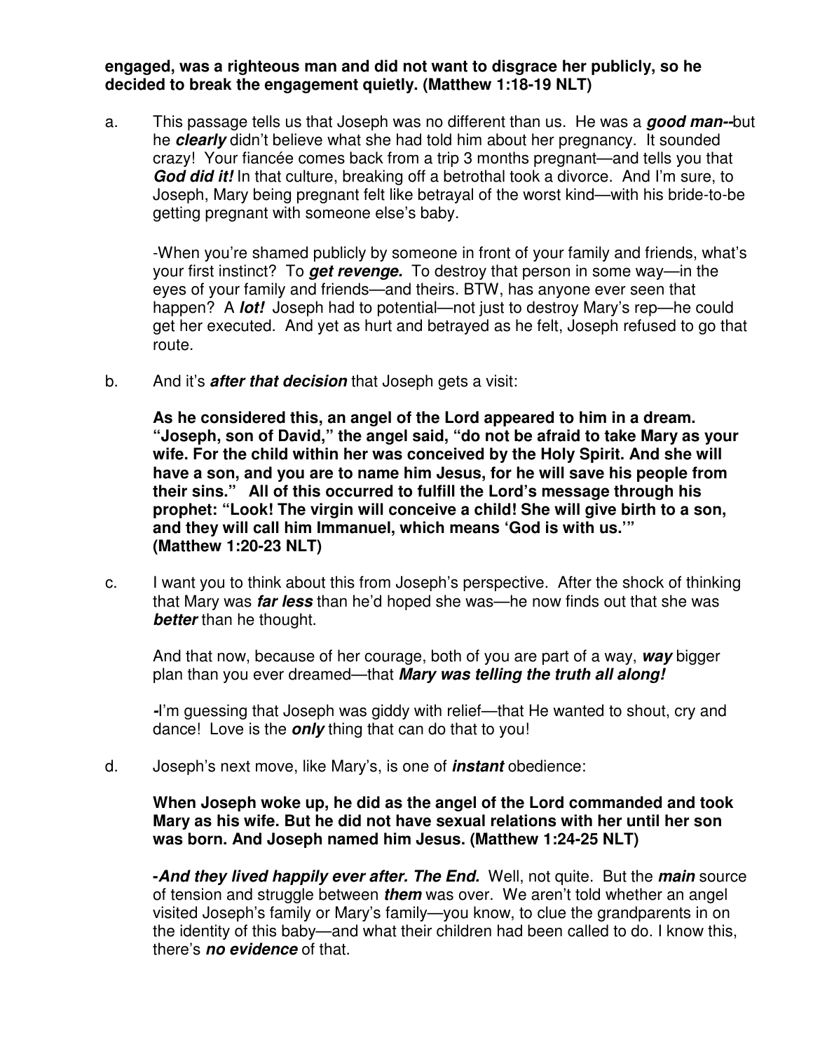**engaged, was a righteous man and did not want to disgrace her publicly, so he decided to break the engagement quietly. (Matthew 1:18-19 NLT)**

a. This passage tells us that Joseph was no different than us. He was a ***good man--***but he ***clearly*** didn't believe what she had told him about her pregnancy. It sounded crazy! Your fiancée comes back from a trip 3 months pregnant—and tells you that ***God did it!*** In that culture, breaking off a betrothal took a divorce. And I'm sure, to Joseph, Mary being pregnant felt like betrayal of the worst kind—with his bride-to-be getting pregnant with someone else's baby.

   -When you're shamed publicly by someone in front of your family and friends, what's your first instinct? To ***get revenge.*** To destroy that person in some way—in the eyes of your family and friends—and theirs. BTW, has anyone ever seen that happen? A ***lot!*** Joseph had to potential—not just to destroy Mary's rep—he could get her executed. And yet as hurt and betrayed as he felt, Joseph refused to go that route.

b. And it's ***after that decision*** that Joseph gets a visit:

   **As he considered this, an angel of the Lord appeared to him in a dream. "Joseph, son of David," the angel said, "do not be afraid to take Mary as your wife. For the child within her was conceived by the Holy Spirit. And she will have a son, and you are to name him Jesus, for he will save his people from their sins." All of this occurred to fulfill the Lord's message through his prophet: "Look! The virgin will conceive a child! She will give birth to a son, and they will call him Immanuel, which means 'God is with us.'" (Matthew 1:20-23 NLT)**

c. I want you to think about this from Joseph's perspective. After the shock of thinking that Mary was ***far less*** than he'd hoped she was—he now finds out that she was ***better*** than he thought.

   And that now, because of her courage, both of you are part of a way, ***way*** bigger plan than you ever dreamed—that ***Mary was telling the truth all along!***

   **-**I'm guessing that Joseph was giddy with relief—that He wanted to shout, cry and dance! Love is the ***only*** thing that can do that to you!

d. Joseph's next move, like Mary's, is one of ***instant*** obedience:

   **When Joseph woke up, he did as the angel of the Lord commanded and took Mary as his wife. But he did not have sexual relations with her until her son was born. And Joseph named him Jesus. (Matthew 1:24-25 NLT)**

   **-*And they lived happily ever after. The End.*** Well, not quite. But the ***main*** source of tension and struggle between ***them*** was over. We aren't told whether an angel visited Joseph's family or Mary's family—you know, to clue the grandparents in on the identity of this baby—and what their children had been called to do. I know this, there's ***no evidence*** of that.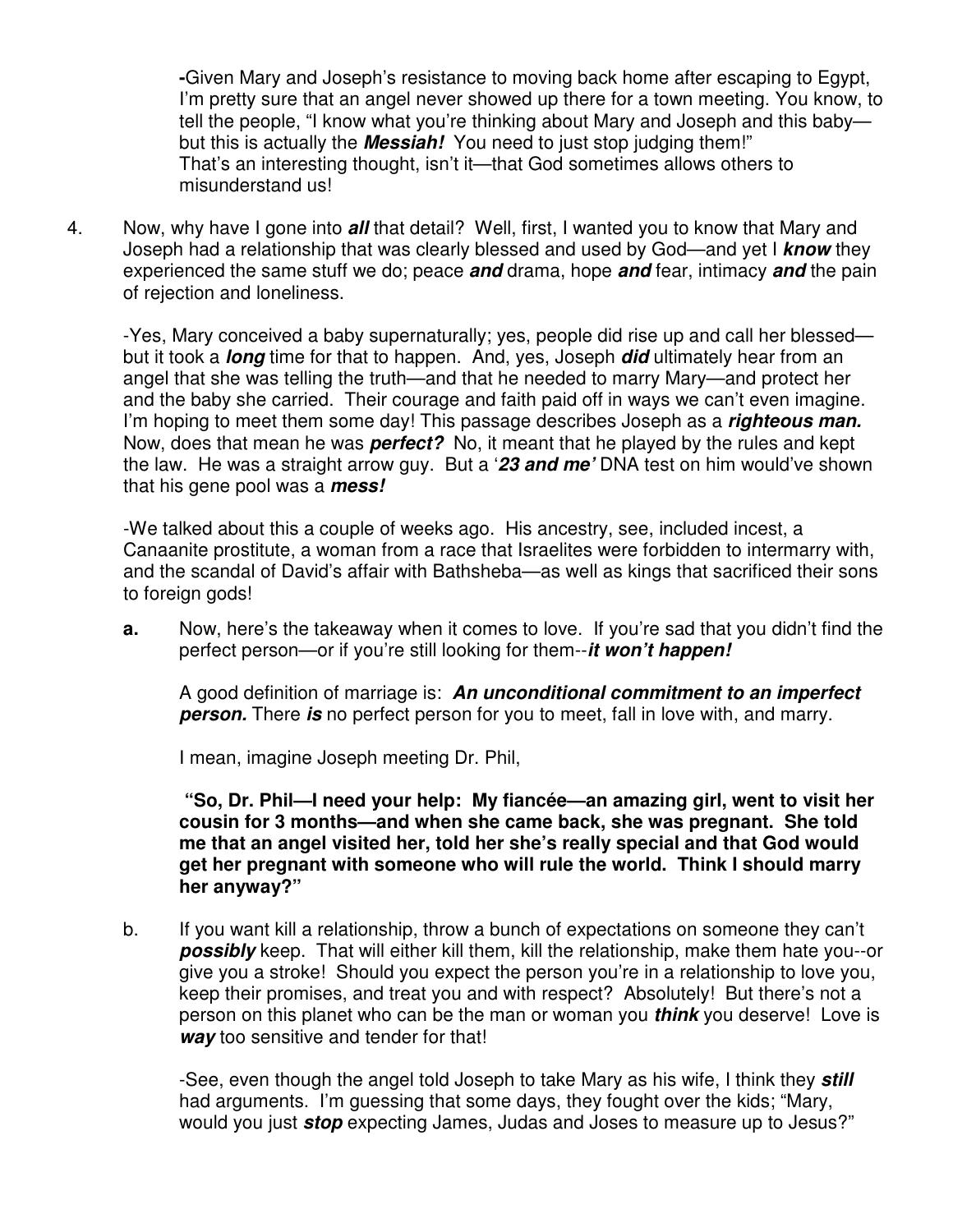-Given Mary and Joseph's resistance to moving back home after escaping to Egypt, I'm pretty sure that an angel never showed up there for a town meeting. You know, to tell the people, "I know what you're thinking about Mary and Joseph and this baby—but this is actually the ***Messiah!*** You need to just stop judging them!"
That's an interesting thought, isn't it—that God sometimes allows others to misunderstand us!

4. Now, why have I gone into ***all*** that detail? Well, first, I wanted you to know that Mary and Joseph had a relationship that was clearly blessed and used by God—and yet I ***know*** they experienced the same stuff we do; peace ***and*** drama, hope ***and*** fear, intimacy ***and*** the pain of rejection and loneliness.

   -Yes, Mary conceived a baby supernaturally; yes, people did rise up and call her blessed—but it took a ***long*** time for that to happen. And, yes, Joseph ***did*** ultimately hear from an angel that she was telling the truth—and that he needed to marry Mary—and protect her and the baby she carried. Their courage and faith paid off in ways we can't even imagine. I'm hoping to meet them some day! This passage describes Joseph as a ***righteous man.*** Now, does that mean he was ***perfect?*** No, it meant that he played by the rules and kept the law. He was a straight arrow guy. But a '***23 and me'*** DNA test on him would've shown that his gene pool was a ***mess!***

   -We talked about this a couple of weeks ago. His ancestry, see, included incest, a Canaanite prostitute, a woman from a race that Israelites were forbidden to intermarry with, and the scandal of David's affair with Bathsheba—as well as kings that sacrificed their sons to foreign gods!

   **a.** Now, here's the takeaway when it comes to love. If you're sad that you didn't find the perfect person—or if you're still looking for them--***it won't happen!***

   A good definition of marriage is: ***An unconditional commitment to an imperfect person.*** There ***is*** no perfect person for you to meet, fall in love with, and marry.

   I mean, imagine Joseph meeting Dr. Phil,

   **"So, Dr. Phil—I need your help: My fiancée—an amazing girl, went to visit her cousin for 3 months—and when she came back, she was pregnant. She told me that an angel visited her, told her she's really special and that God would get her pregnant with someone who will rule the world. Think I should marry her anyway?"**

   b. If you want kill a relationship, throw a bunch of expectations on someone they can't ***possibly*** keep. That will either kill them, kill the relationship, make them hate you--or give you a stroke! Should you expect the person you're in a relationship to love you, keep their promises, and treat you and with respect? Absolutely! But there's not a person on this planet who can be the man or woman you ***think*** you deserve! Love is ***way*** too sensitive and tender for that!

   -See, even though the angel told Joseph to take Mary as his wife, I think they ***still*** had arguments. I'm guessing that some days, they fought over the kids; "Mary, would you just ***stop*** expecting James, Judas and Joses to measure up to Jesus?"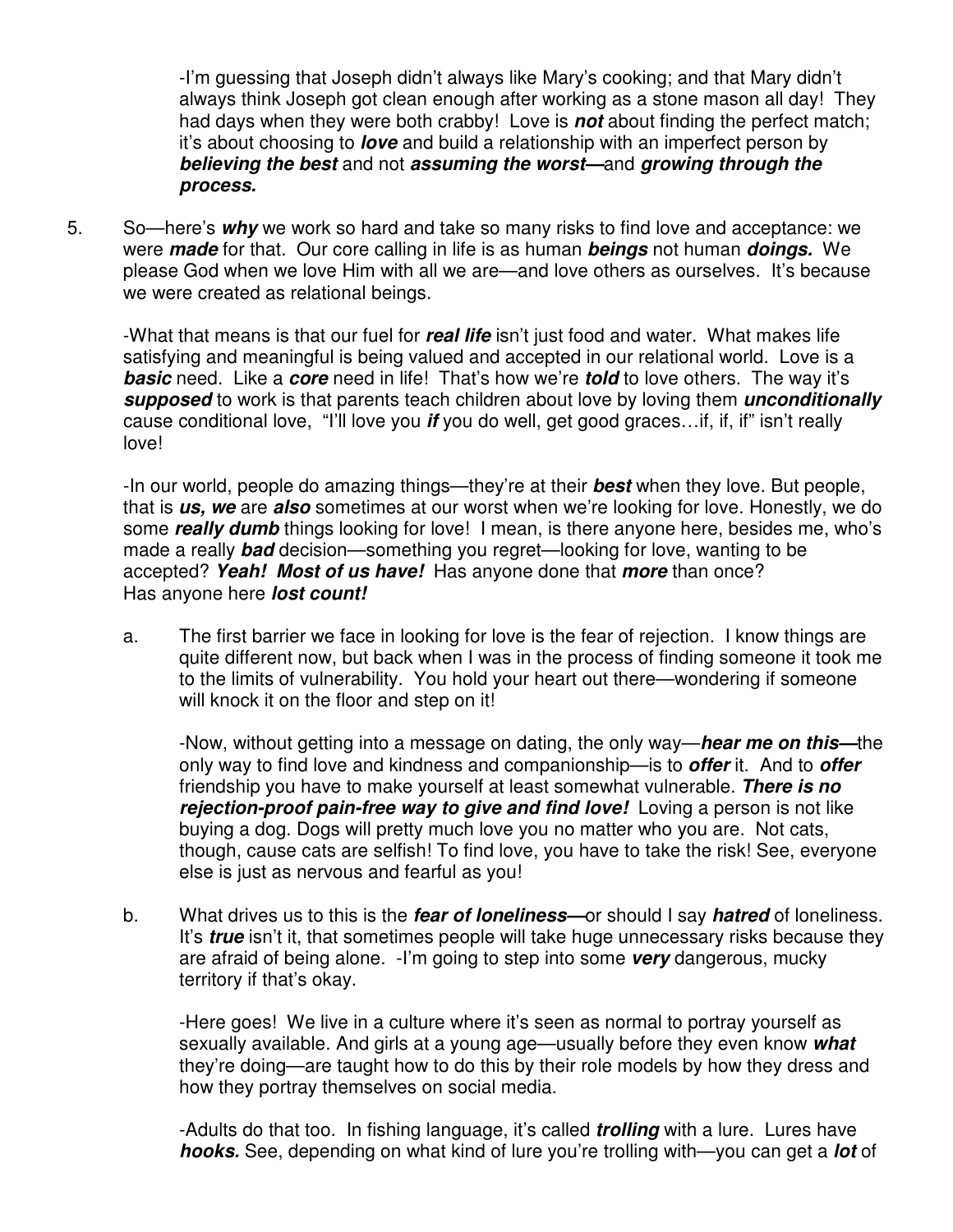-I'm guessing that Joseph didn't always like Mary's cooking; and that Mary didn't always think Joseph got clean enough after working as a stone mason all day! They had days when they were both crabby! Love is ***not*** about finding the perfect match; it's about choosing to ***love*** and build a relationship with an imperfect person by ***believing the best*** and not ***assuming the worst—***and ***growing through the process.***

5. So—here's ***why*** we work so hard and take so many risks to find love and acceptance: we were ***made*** for that. Our core calling in life is as human ***beings*** not human ***doings.*** We please God when we love Him with all we are—and love others as ourselves. It's because we were created as relational beings.

   -What that means is that our fuel for ***real life*** isn't just food and water. What makes life satisfying and meaningful is being valued and accepted in our relational world. Love is a ***basic*** need. Like a ***core*** need in life! That's how we're ***told*** to love others. The way it's ***supposed*** to work is that parents teach children about love by loving them ***unconditionally*** cause conditional love, "I'll love you ***if*** you do well, get good graces…if, if, if" isn't really love!

   -In our world, people do amazing things—they're at their ***best*** when they love. But people, that is ***us, we*** are ***also*** sometimes at our worst when we're looking for love. Honestly, we do some ***really dumb*** things looking for love! I mean, is there anyone here, besides me, who's made a really ***bad*** decision—something you regret—looking for love, wanting to be accepted? ***Yeah! Most of us have!*** Has anyone done that ***more*** than once? Has anyone here ***lost count!***

   a. The first barrier we face in looking for love is the fear of rejection. I know things are quite different now, but back when I was in the process of finding someone it took me to the limits of vulnerability. You hold your heart out there—wondering if someone will knock it on the floor and step on it!

      -Now, without getting into a message on dating, the only way—***hear me on this—***the only way to find love and kindness and companionship—is to ***offer*** it. And to ***offer*** friendship you have to make yourself at least somewhat vulnerable. ***There is no rejection-proof pain-free way to give and find love!*** Loving a person is not like buying a dog. Dogs will pretty much love you no matter who you are. Not cats, though, cause cats are selfish! To find love, you have to take the risk! See, everyone else is just as nervous and fearful as you!

   b. What drives us to this is the ***fear of loneliness—***or should I say ***hatred*** of loneliness. It's ***true*** isn't it, that sometimes people will take huge unnecessary risks because they are afraid of being alone. -I'm going to step into some ***very*** dangerous, mucky territory if that's okay.

      -Here goes! We live in a culture where it's seen as normal to portray yourself as sexually available. And girls at a young age—usually before they even know ***what*** they're doing—are taught how to do this by their role models by how they dress and how they portray themselves on social media.

      -Adults do that too. In fishing language, it's called ***trolling*** with a lure. Lures have ***hooks.*** See, depending on what kind of lure you're trolling with—you can get a ***lot*** of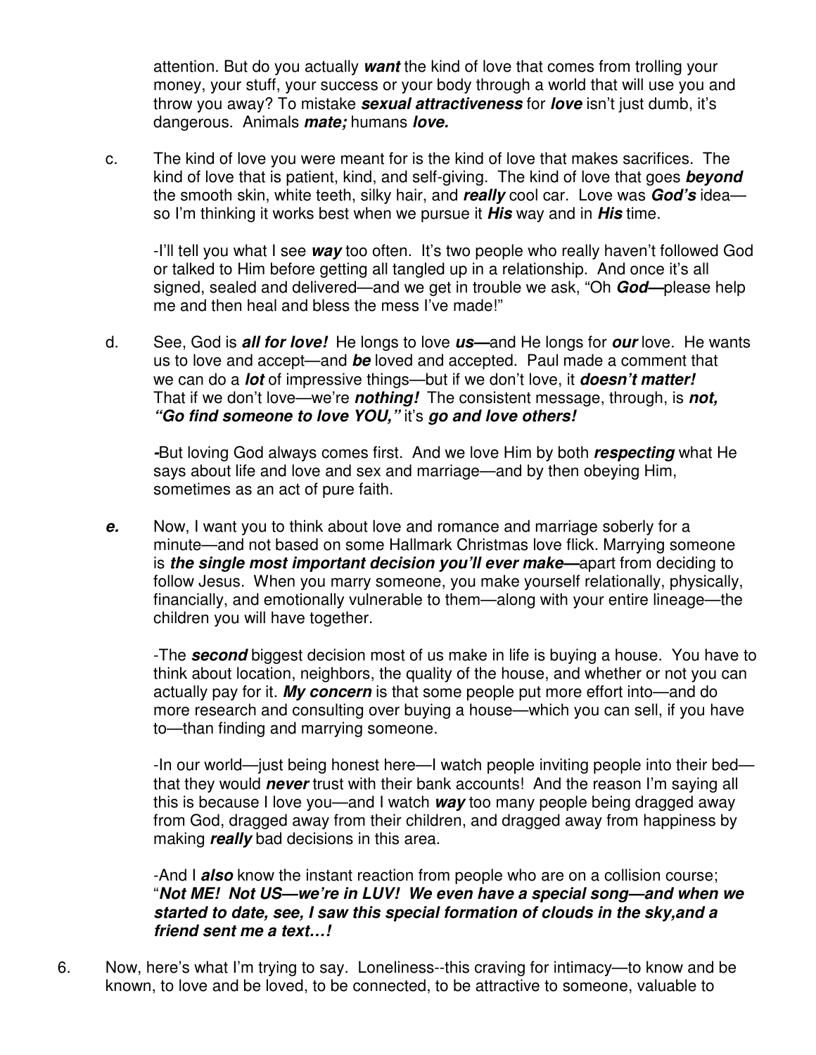attention. But do you actually ***want*** the kind of love that comes from trolling your money, your stuff, your success or your body through a world that will use you and throw you away? To mistake ***sexual attractiveness*** for ***love*** isn't just dumb, it's dangerous. Animals ***mate;*** humans ***love.***"

c. The kind of love you were meant for is the kind of love that makes sacrifices. The kind of love that is patient, kind, and self-giving. The kind of love that goes ***beyond*** the smooth skin, white teeth, silky hair, and ***really*** cool car. Love was ***God's*** idea—so I'm thinking it works best when we pursue it ***His*** way and in ***His*** time.

-I'll tell you what I see ***way*** too often. It's two people who really haven't followed God or talked to Him before getting all tangled up in a relationship. And once it's all signed, sealed and delivered—and we get in trouble we ask, "Oh ***God—***please help me and then heal and bless the mess I've made!"

d. See, God is ***all for love!*** He longs to love ***us—***and He longs for ***our*** love. He wants us to love and accept—and ***be*** loved and accepted. Paul made a comment that we can do a ***lot*** of impressive things—but if we don't love, it ***doesn't matter!*** That if we don't love—we're ***nothing!*** The consistent message, through, is ***not, "Go find someone to love YOU,"*** it's ***go and love others!***

***-***But loving God always comes first. And we love Him by both ***respecting*** what He says about life and love and sex and marriage—and by then obeying Him, sometimes as an act of pure faith.

***e.*** Now, I want you to think about love and romance and marriage soberly for a minute—and not based on some Hallmark Christmas love flick. Marrying someone is ***the single most important decision you'll ever make—***apart from deciding to follow Jesus. When you marry someone, you make yourself relationally, physically, financially, and emotionally vulnerable to them—along with your entire lineage—the children you will have together.

-The ***second*** biggest decision most of us make in life is buying a house. You have to think about location, neighbors, the quality of the house, and whether or not you can actually pay for it. ***My concern*** is that some people put more effort into—and do more research and consulting over buying a house—which you can sell, if you have to—than finding and marrying someone.

-In our world—just being honest here—I watch people inviting people into their bed—that they would ***never*** trust with their bank accounts! And the reason I'm saying all this is because I love you—and I watch ***way*** too many people being dragged away from God, dragged away from their children, and dragged away from happiness by making ***really*** bad decisions in this area.

-And I ***also*** know the instant reaction from people who are on a collision course; "***Not ME! Not US—we're in LUV! We even have a special song—and when we started to date, see, I saw this special formation of clouds in the sky,and a friend sent me a text…!***

6. Now, here's what I'm trying to say. Loneliness--this craving for intimacy—to know and be known, to love and be loved, to be connected, to be attractive to someone, valuable to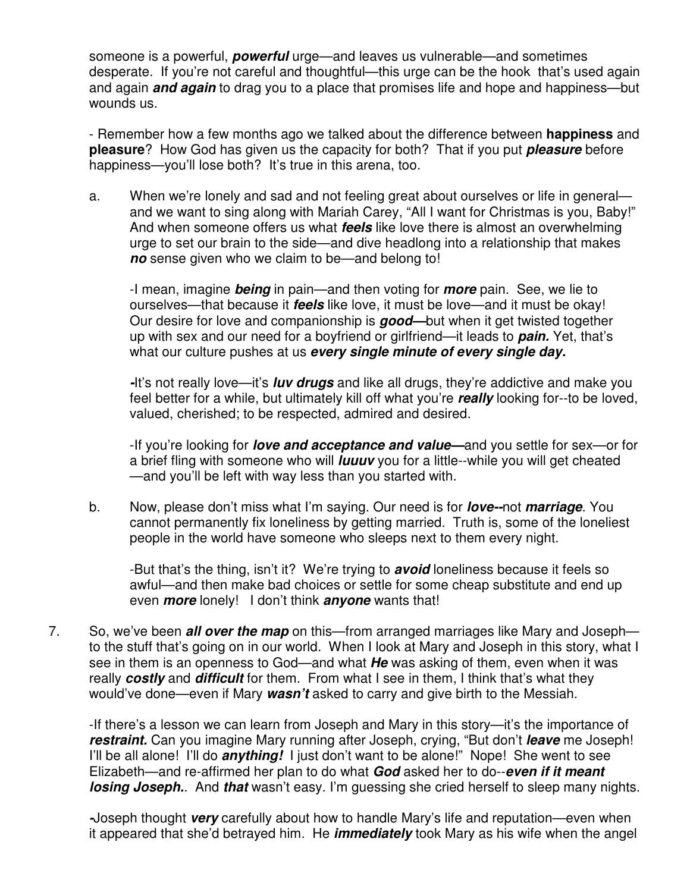someone is a powerful, ***powerful*** urge—and leaves us vulnerable—and sometimes desperate. If you're not careful and thoughtful—this urge can be the hook that's used again and again ***and again*** to drag you to a place that promises life and hope and happiness—but wounds us.

- Remember how a few months ago we talked about the difference between **happiness** and **pleasure**? How God has given us the capacity for both? That if you put ***pleasure*** before happiness—you'll lose both? It's true in this arena, too.

a. When we're lonely and sad and not feeling great about ourselves or life in general—and we want to sing along with Mariah Carey, "All I want for Christmas is you, Baby!" And when someone offers us what ***feels*** like love there is almost an overwhelming urge to set our brain to the side—and dive headlong into a relationship that makes ***no*** sense given who we claim to be—and belong to!

   -I mean, imagine ***being*** in pain—and then voting for ***more*** pain. See, we lie to ourselves—that because it ***feels*** like love, it must be love—and it must be okay! Our desire for love and companionship is ***good—***but when it get twisted together up with sex and our need for a boyfriend or girlfriend—it leads to ***pain.*** Yet, that's what our culture pushes at us ***every single minute of every single day.***

   **-**It's not really love—it's ***luv drugs*** and like all drugs, they're addictive and make you feel better for a while, but ultimately kill off what you're ***really*** looking for--to be loved, valued, cherished; to be respected, admired and desired.

   -If you're looking for ***love and acceptance and value—***and you settle for sex—or for a brief fling with someone who will ***luuuv*** you for a little--while you will get cheated—and you'll be left with way less than you started with.

b. Now, please don't miss what I'm saying. Our need is for ***love--***not ***marriage***. You cannot permanently fix loneliness by getting married. Truth is, some of the loneliest people in the world have someone who sleeps next to them every night.

   -But that's the thing, isn't it? We're trying to ***avoid*** loneliness because it feels so awful—and then make bad choices or settle for some cheap substitute and end up even ***more*** lonely! I don't think ***anyone*** wants that!

7. So, we've been ***all over the map*** on this—from arranged marriages like Mary and Joseph—to the stuff that's going on in our world. When I look at Mary and Joseph in this story, what I see in them is an openness to God—and what ***He*** was asking of them, even when it was really ***costly*** and ***difficult*** for them. From what I see in them, I think that's what they would've done—even if Mary ***wasn't*** asked to carry and give birth to the Messiah.

   -If there's a lesson we can learn from Joseph and Mary in this story—it's the importance of ***restraint.*** Can you imagine Mary running after Joseph, crying, "But don't ***leave*** me Joseph! I'll be all alone! I'll do ***anything!*** I just don't want to be alone!" Nope! She went to see Elizabeth—and re-affirmed her plan to do what ***God*** asked her to do--***even if it meant losing Joseph.***. And ***that*** wasn't easy. I'm guessing she cried herself to sleep many nights.

   **-**Joseph thought ***very*** carefully about how to handle Mary's life and reputation—even when it appeared that she'd betrayed him. He ***immediately*** took Mary as his wife when the angel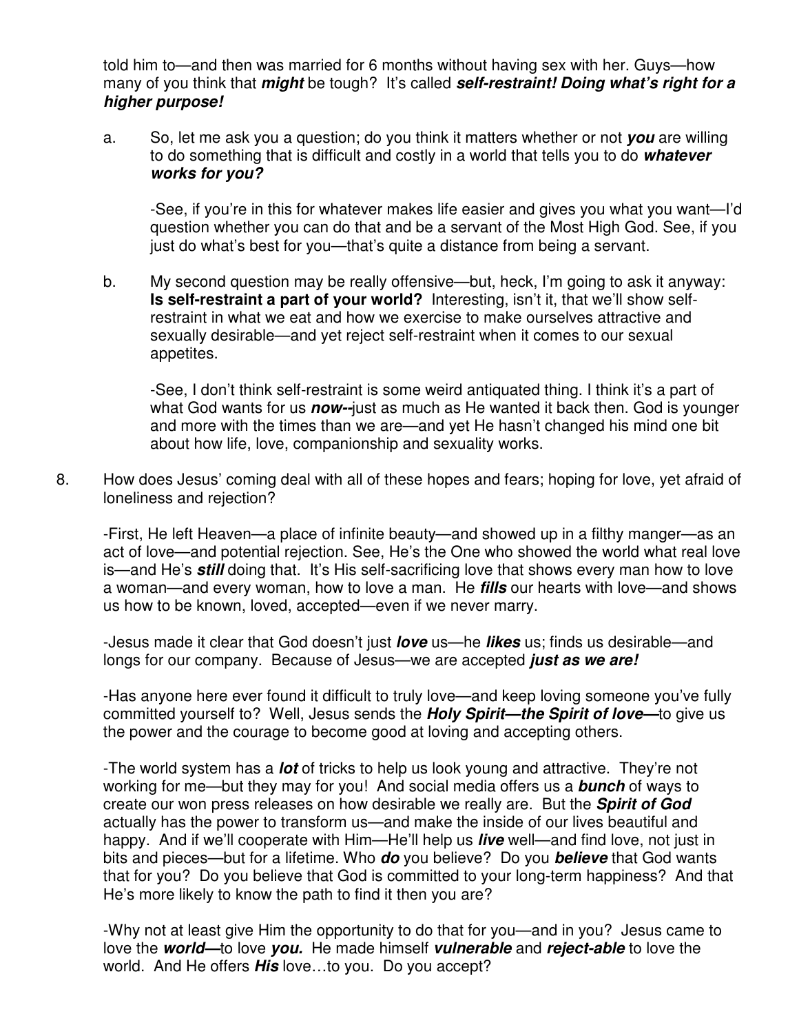told him to—and then was married for 6 months without having sex with her. Guys—how many of you think that ***might*** be tough? It's called ***self-restraint! Doing what's right for a higher purpose!***

a. So, let me ask you a question; do you think it matters whether or not ***you*** are willing to do something that is difficult and costly in a world that tells you to do ***whatever works for you?***

   -See, if you're in this for whatever makes life easier and gives you what you want—I'd question whether you can do that and be a servant of the Most High God. See, if you just do what's best for you—that's quite a distance from being a servant.

b. My second question may be really offensive—but, heck, I'm going to ask it anyway: **Is self-restraint a part of your world?** Interesting, isn't it, that we'll show self-restraint in what we eat and how we exercise to make ourselves attractive and sexually desirable—and yet reject self-restraint when it comes to our sexual appetites.

   -See, I don't think self-restraint is some weird antiquated thing. I think it's a part of what God wants for us ***now--***just as much as He wanted it back then. God is younger and more with the times than we are—and yet He hasn't changed his mind one bit about how life, love, companionship and sexuality works.

8. How does Jesus' coming deal with all of these hopes and fears; hoping for love, yet afraid of loneliness and rejection?

   -First, He left Heaven—a place of infinite beauty—and showed up in a filthy manger—as an act of love—and potential rejection. See, He's the One who showed the world what real love is—and He's ***still*** doing that. It's His self-sacrificing love that shows every man how to love a woman—and every woman, how to love a man. He ***fills*** our hearts with love—and shows us how to be known, loved, accepted—even if we never marry.

   -Jesus made it clear that God doesn't just ***love*** us—he ***likes*** us; finds us desirable—and longs for our company. Because of Jesus—we are accepted ***just as we are!***

   -Has anyone here ever found it difficult to truly love—and keep loving someone you've fully committed yourself to? Well, Jesus sends the ***Holy Spirit—the Spirit of love—***to give us the power and the courage to become good at loving and accepting others.

   -The world system has a ***lot*** of tricks to help us look young and attractive. They're not working for me—but they may for you! And social media offers us a ***bunch*** of ways to create our won press releases on how desirable we really are. But the ***Spirit of God*** actually has the power to transform us—and make the inside of our lives beautiful and happy. And if we'll cooperate with Him—He'll help us ***live*** well—and find love, not just in bits and pieces—but for a lifetime. Who ***do*** you believe? Do you ***believe*** that God wants that for you? Do you believe that God is committed to your long-term happiness? And that He's more likely to know the path to find it then you are?

   -Why not at least give Him the opportunity to do that for you—and in you? Jesus came to love the ***world—***to love ***you.*** He made himself ***vulnerable*** and ***reject-able*** to love the world. And He offers ***His*** love…to you. Do you accept?